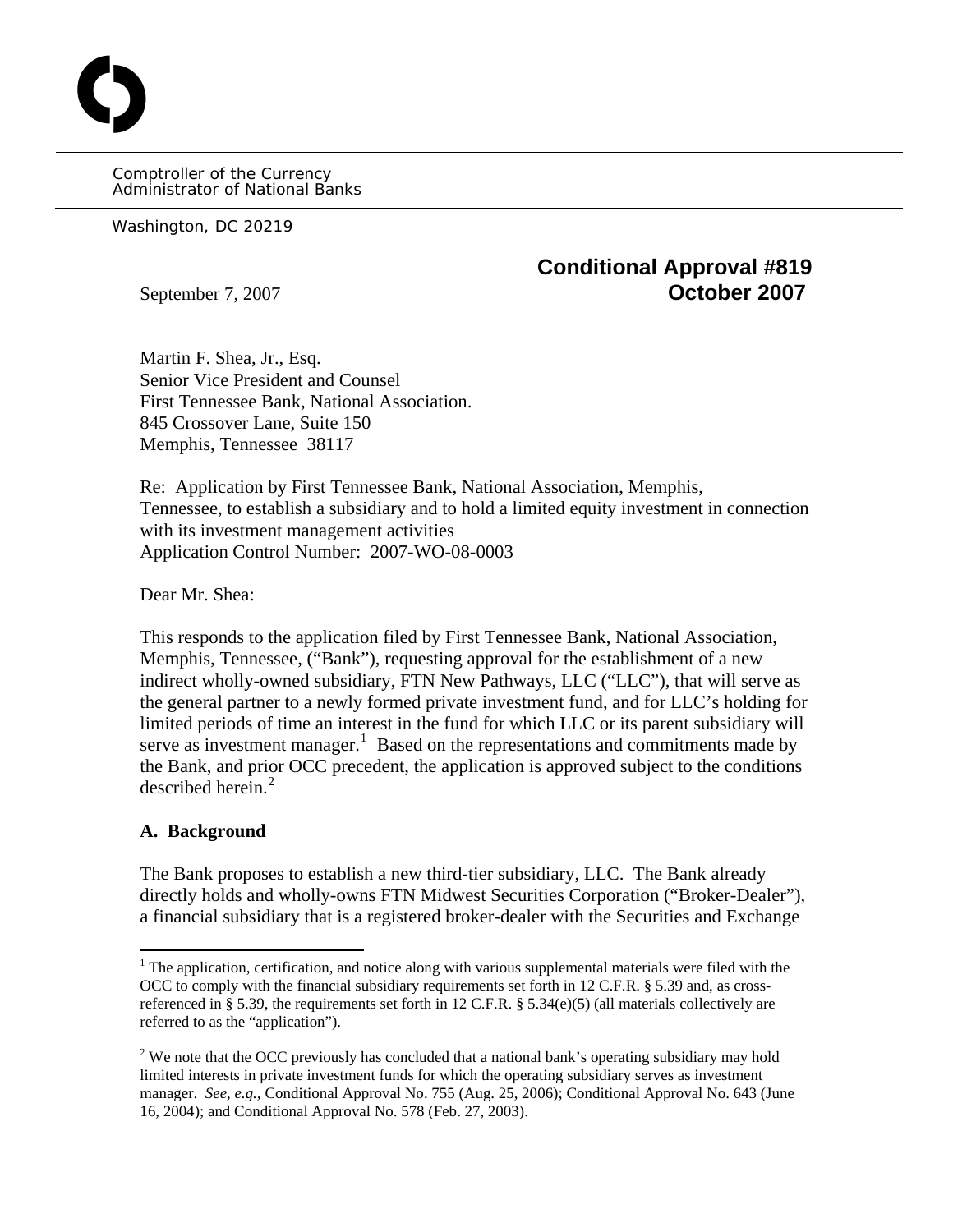Comptroller of the Currency
Administrator of National Banks

Washington, DC 20219

**Conditional Approval #819**
**October 2007**

September 7, 2007

Martin F. Shea, Jr., Esq.
Senior Vice President and Counsel
First Tennessee Bank, National Association.
845 Crossover Lane, Suite 150
Memphis, Tennessee 38117

Re: Application by First Tennessee Bank, National Association, Memphis, Tennessee, to establish a subsidiary and to hold a limited equity investment in connection with its investment management activities
Application Control Number: 2007-WO-08-0003

Dear Mr. Shea:

This responds to the application filed by First Tennessee Bank, National Association, Memphis, Tennessee, ("Bank"), requesting approval for the establishment of a new indirect wholly-owned subsidiary, FTN New Pathways, LLC ("LLC"), that will serve as the general partner to a newly formed private investment fund, and for LLC's holding for limited periods of time an interest in the fund for which LLC or its parent subsidiary will serve as investment manager.[1] Based on the representations and commitments made by the Bank, and prior OCC precedent, the application is approved subject to the conditions described herein.[2]

**A. Background**

The Bank proposes to establish a new third-tier subsidiary, LLC. The Bank already directly holds and wholly-owns FTN Midwest Securities Corporation ("Broker-Dealer"), a financial subsidiary that is a registered broker-dealer with the Securities and Exchange

---

[1] The application, certification, and notice along with various supplemental materials were filed with the OCC to comply with the financial subsidiary requirements set forth in 12 C.F.R. § 5.39 and, as cross-referenced in § 5.39, the requirements set forth in 12 C.F.R. § 5.34(e)(5) (all materials collectively are referred to as the "application").

[2] We note that the OCC previously has concluded that a national bank's operating subsidiary may hold limited interests in private investment funds for which the operating subsidiary serves as investment manager. *See, e.g.,* Conditional Approval No. 755 (Aug. 25, 2006); Conditional Approval No. 643 (June 16, 2004); and Conditional Approval No. 578 (Feb. 27, 2003).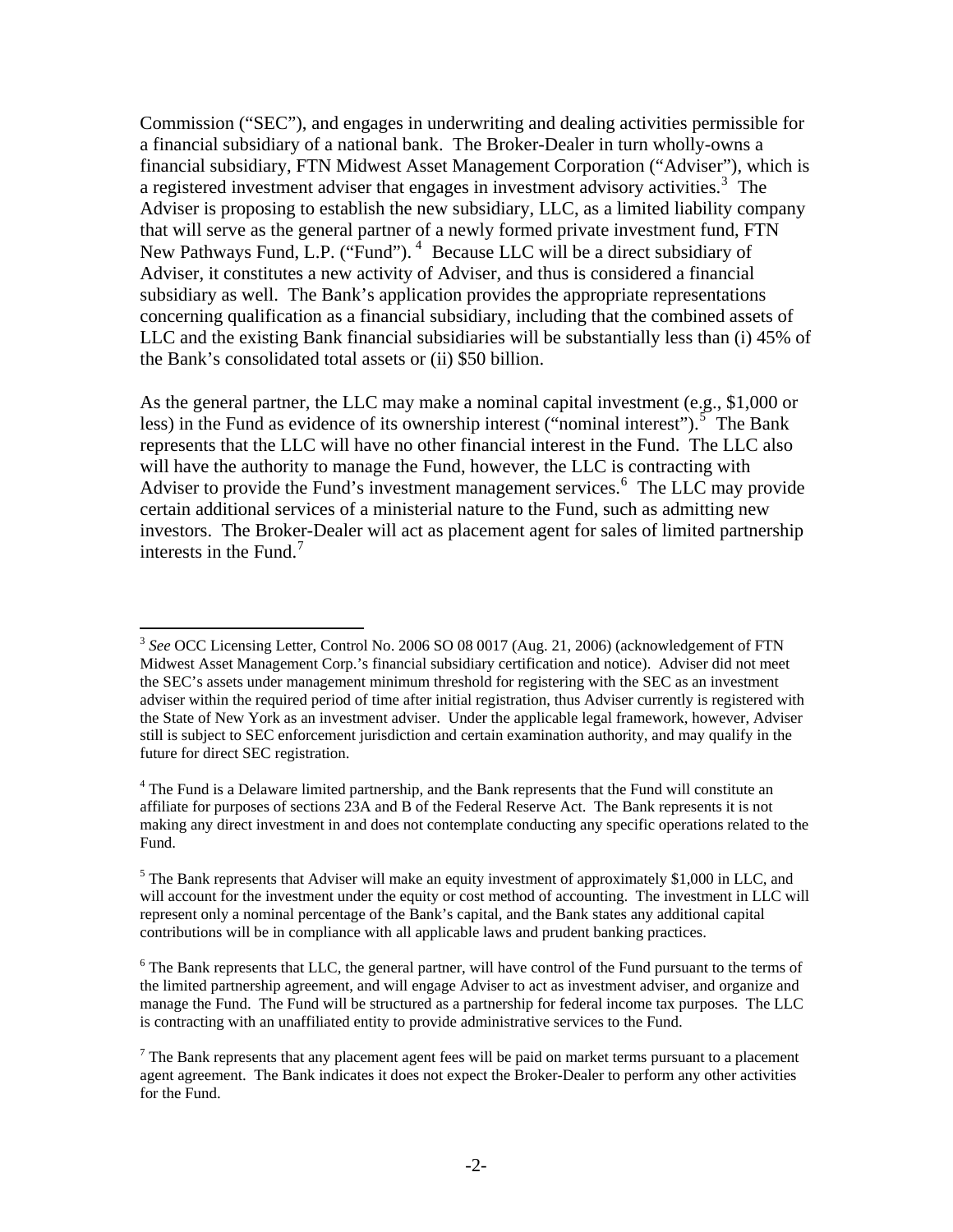Commission ("SEC"), and engages in underwriting and dealing activities permissible for a financial subsidiary of a national bank. The Broker-Dealer in turn wholly-owns a financial subsidiary, FTN Midwest Asset Management Corporation ("Adviser"), which is a registered investment adviser that engages in investment advisory activities.[3] The Adviser is proposing to establish the new subsidiary, LLC, as a limited liability company that will serve as the general partner of a newly formed private investment fund, FTN New Pathways Fund, L.P. ("Fund").[4] Because LLC will be a direct subsidiary of Adviser, it constitutes a new activity of Adviser, and thus is considered a financial subsidiary as well. The Bank's application provides the appropriate representations concerning qualification as a financial subsidiary, including that the combined assets of LLC and the existing Bank financial subsidiaries will be substantially less than (i) 45% of the Bank's consolidated total assets or (ii) $50 billion.

As the general partner, the LLC may make a nominal capital investment (e.g., $1,000 or less) in the Fund as evidence of its ownership interest ("nominal interest").[5] The Bank represents that the LLC will have no other financial interest in the Fund. The LLC also will have the authority to manage the Fund, however, the LLC is contracting with Adviser to provide the Fund's investment management services.[6] The LLC may provide certain additional services of a ministerial nature to the Fund, such as admitting new investors. The Broker-Dealer will act as placement agent for sales of limited partnership interests in the Fund.[7]

---

[3] *See* OCC Licensing Letter, Control No. 2006 SO 08 0017 (Aug. 21, 2006) (acknowledgement of FTN Midwest Asset Management Corp.'s financial subsidiary certification and notice). Adviser did not meet the SEC's assets under management minimum threshold for registering with the SEC as an investment adviser within the required period of time after initial registration, thus Adviser currently is registered with the State of New York as an investment adviser. Under the applicable legal framework, however, Adviser still is subject to SEC enforcement jurisdiction and certain examination authority, and may qualify in the future for direct SEC registration.

[4] The Fund is a Delaware limited partnership, and the Bank represents that the Fund will constitute an affiliate for purposes of sections 23A and B of the Federal Reserve Act. The Bank represents it is not making any direct investment in and does not contemplate conducting any specific operations related to the Fund.

[5] The Bank represents that Adviser will make an equity investment of approximately $1,000 in LLC, and will account for the investment under the equity or cost method of accounting. The investment in LLC will represent only a nominal percentage of the Bank's capital, and the Bank states any additional capital contributions will be in compliance with all applicable laws and prudent banking practices.

[6] The Bank represents that LLC, the general partner, will have control of the Fund pursuant to the terms of the limited partnership agreement, and will engage Adviser to act as investment adviser, and organize and manage the Fund. The Fund will be structured as a partnership for federal income tax purposes. The LLC is contracting with an unaffiliated entity to provide administrative services to the Fund.

[7] The Bank represents that any placement agent fees will be paid on market terms pursuant to a placement agent agreement. The Bank indicates it does not expect the Broker-Dealer to perform any other activities for the Fund.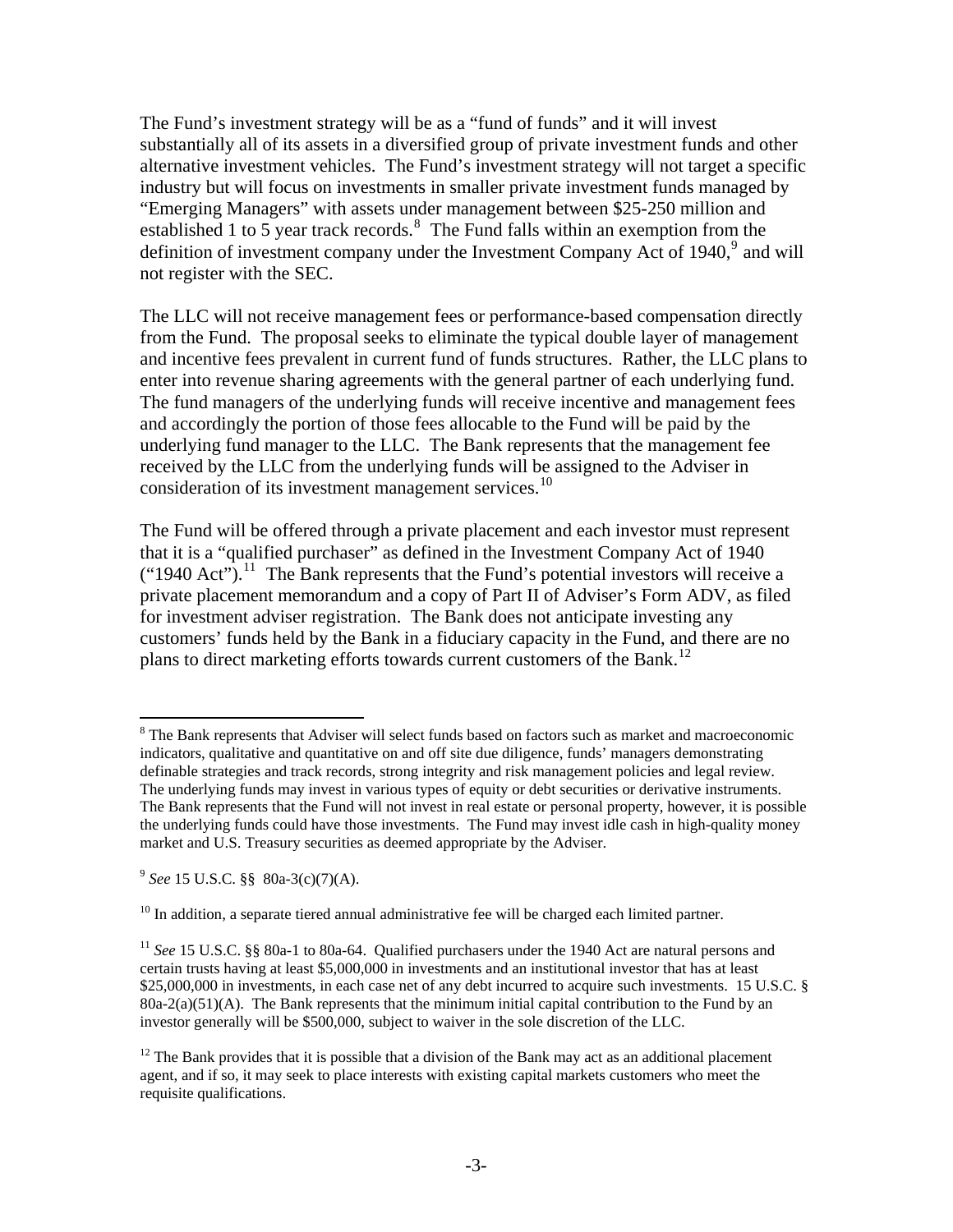The Fund's investment strategy will be as a "fund of funds" and it will invest substantially all of its assets in a diversified group of private investment funds and other alternative investment vehicles. The Fund's investment strategy will not target a specific industry but will focus on investments in smaller private investment funds managed by "Emerging Managers" with assets under management between $25-250 million and established 1 to 5 year track records.[8] The Fund falls within an exemption from the definition of investment company under the Investment Company Act of 1940,[9] and will not register with the SEC.

The LLC will not receive management fees or performance-based compensation directly from the Fund. The proposal seeks to eliminate the typical double layer of management and incentive fees prevalent in current fund of funds structures. Rather, the LLC plans to enter into revenue sharing agreements with the general partner of each underlying fund. The fund managers of the underlying funds will receive incentive and management fees and accordingly the portion of those fees allocable to the Fund will be paid by the underlying fund manager to the LLC. The Bank represents that the management fee received by the LLC from the underlying funds will be assigned to the Adviser in consideration of its investment management services.[10]

The Fund will be offered through a private placement and each investor must represent that it is a "qualified purchaser" as defined in the Investment Company Act of 1940 ("1940 Act").[11] The Bank represents that the Fund's potential investors will receive a private placement memorandum and a copy of Part II of Adviser's Form ADV, as filed for investment adviser registration. The Bank does not anticipate investing any customers' funds held by the Bank in a fiduciary capacity in the Fund, and there are no plans to direct marketing efforts towards current customers of the Bank.[12]

---

[8] The Bank represents that Adviser will select funds based on factors such as market and macroeconomic indicators, qualitative and quantitative on and off site due diligence, funds' managers demonstrating definable strategies and track records, strong integrity and risk management policies and legal review. The underlying funds may invest in various types of equity or debt securities or derivative instruments. The Bank represents that the Fund will not invest in real estate or personal property, however, it is possible the underlying funds could have those investments. The Fund may invest idle cash in high-quality money market and U.S. Treasury securities as deemed appropriate by the Adviser.

[9] *See* 15 U.S.C. §§ 80a-3(c)(7)(A).

[10] In addition, a separate tiered annual administrative fee will be charged each limited partner.

[11] *See* 15 U.S.C. §§ 80a-1 to 80a-64. Qualified purchasers under the 1940 Act are natural persons and certain trusts having at least $5,000,000 in investments and an institutional investor that has at least $25,000,000 in investments, in each case net of any debt incurred to acquire such investments. 15 U.S.C. § 80a-2(a)(51)(A). The Bank represents that the minimum initial capital contribution to the Fund by an investor generally will be $500,000, subject to waiver in the sole discretion of the LLC.

[12] The Bank provides that it is possible that a division of the Bank may act as an additional placement agent, and if so, it may seek to place interests with existing capital markets customers who meet the requisite qualifications.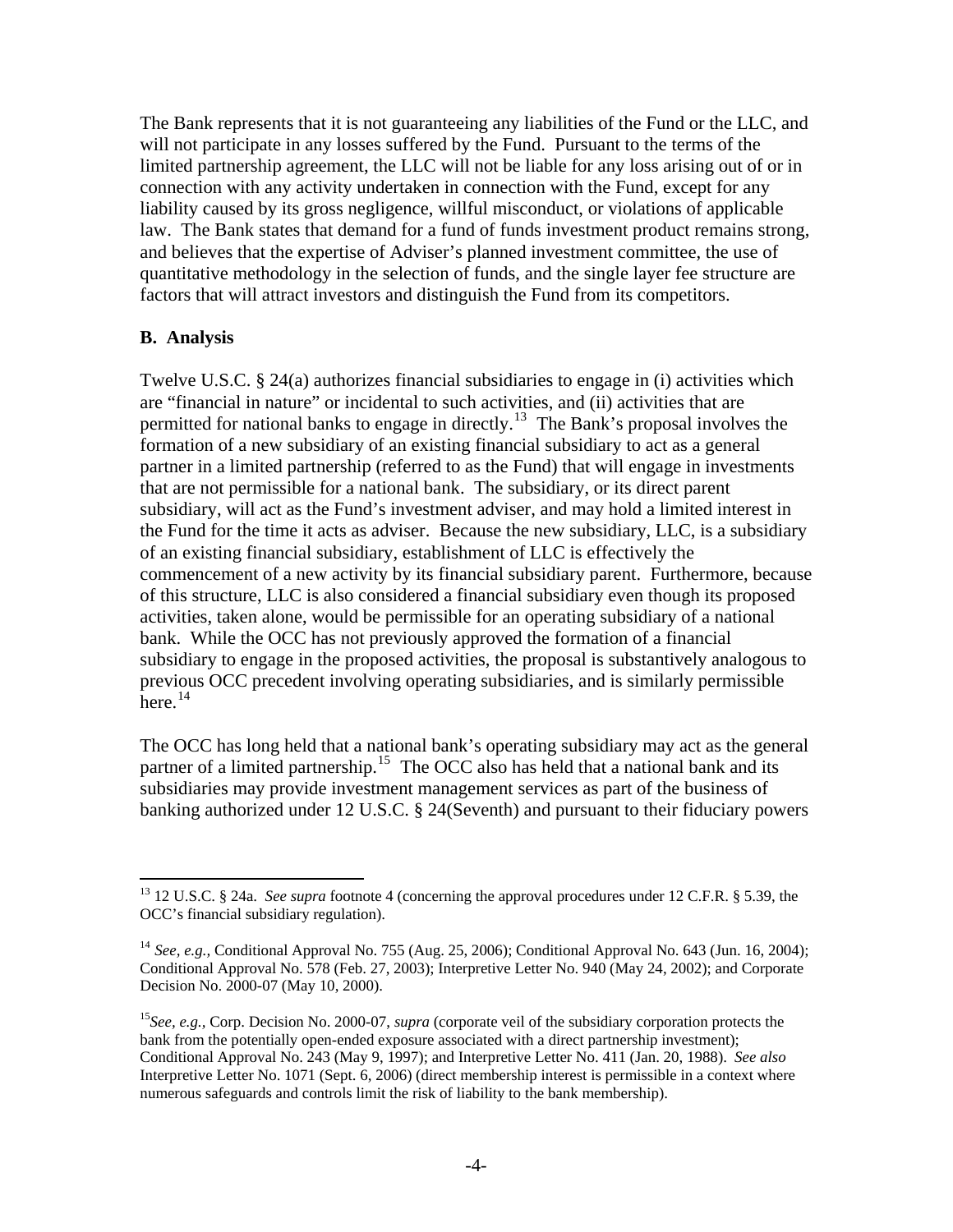The Bank represents that it is not guaranteeing any liabilities of the Fund or the LLC, and will not participate in any losses suffered by the Fund. Pursuant to the terms of the limited partnership agreement, the LLC will not be liable for any loss arising out of or in connection with any activity undertaken in connection with the Fund, except for any liability caused by its gross negligence, willful misconduct, or violations of applicable law. The Bank states that demand for a fund of funds investment product remains strong, and believes that the expertise of Adviser's planned investment committee, the use of quantitative methodology in the selection of funds, and the single layer fee structure are factors that will attract investors and distinguish the Fund from its competitors.

**B. Analysis**

Twelve U.S.C. § 24(a) authorizes financial subsidiaries to engage in (i) activities which are "financial in nature" or incidental to such activities, and (ii) activities that are permitted for national banks to engage in directly.[13] The Bank's proposal involves the formation of a new subsidiary of an existing financial subsidiary to act as a general partner in a limited partnership (referred to as the Fund) that will engage in investments that are not permissible for a national bank. The subsidiary, or its direct parent subsidiary, will act as the Fund's investment adviser, and may hold a limited interest in the Fund for the time it acts as adviser. Because the new subsidiary, LLC, is a subsidiary of an existing financial subsidiary, establishment of LLC is effectively the commencement of a new activity by its financial subsidiary parent. Furthermore, because of this structure, LLC is also considered a financial subsidiary even though its proposed activities, taken alone, would be permissible for an operating subsidiary of a national bank. While the OCC has not previously approved the formation of a financial subsidiary to engage in the proposed activities, the proposal is substantively analogous to previous OCC precedent involving operating subsidiaries, and is similarly permissible here.[14]

The OCC has long held that a national bank's operating subsidiary may act as the general partner of a limited partnership.[15] The OCC also has held that a national bank and its subsidiaries may provide investment management services as part of the business of banking authorized under 12 U.S.C. § 24(Seventh) and pursuant to their fiduciary powers

---

[13] 12 U.S.C. § 24a. *See supra* footnote 4 (concerning the approval procedures under 12 C.F.R. § 5.39, the OCC's financial subsidiary regulation).

[14] *See, e.g.,* Conditional Approval No. 755 (Aug. 25, 2006); Conditional Approval No. 643 (Jun. 16, 2004); Conditional Approval No. 578 (Feb. 27, 2003); Interpretive Letter No. 940 (May 24, 2002); and Corporate Decision No. 2000-07 (May 10, 2000).

[15] *See, e.g.,* Corp. Decision No. 2000-07, *supra* (corporate veil of the subsidiary corporation protects the bank from the potentially open-ended exposure associated with a direct partnership investment); Conditional Approval No. 243 (May 9, 1997); and Interpretive Letter No. 411 (Jan. 20, 1988). *See also* Interpretive Letter No. 1071 (Sept. 6, 2006) (direct membership interest is permissible in a context where numerous safeguards and controls limit the risk of liability to the bank membership).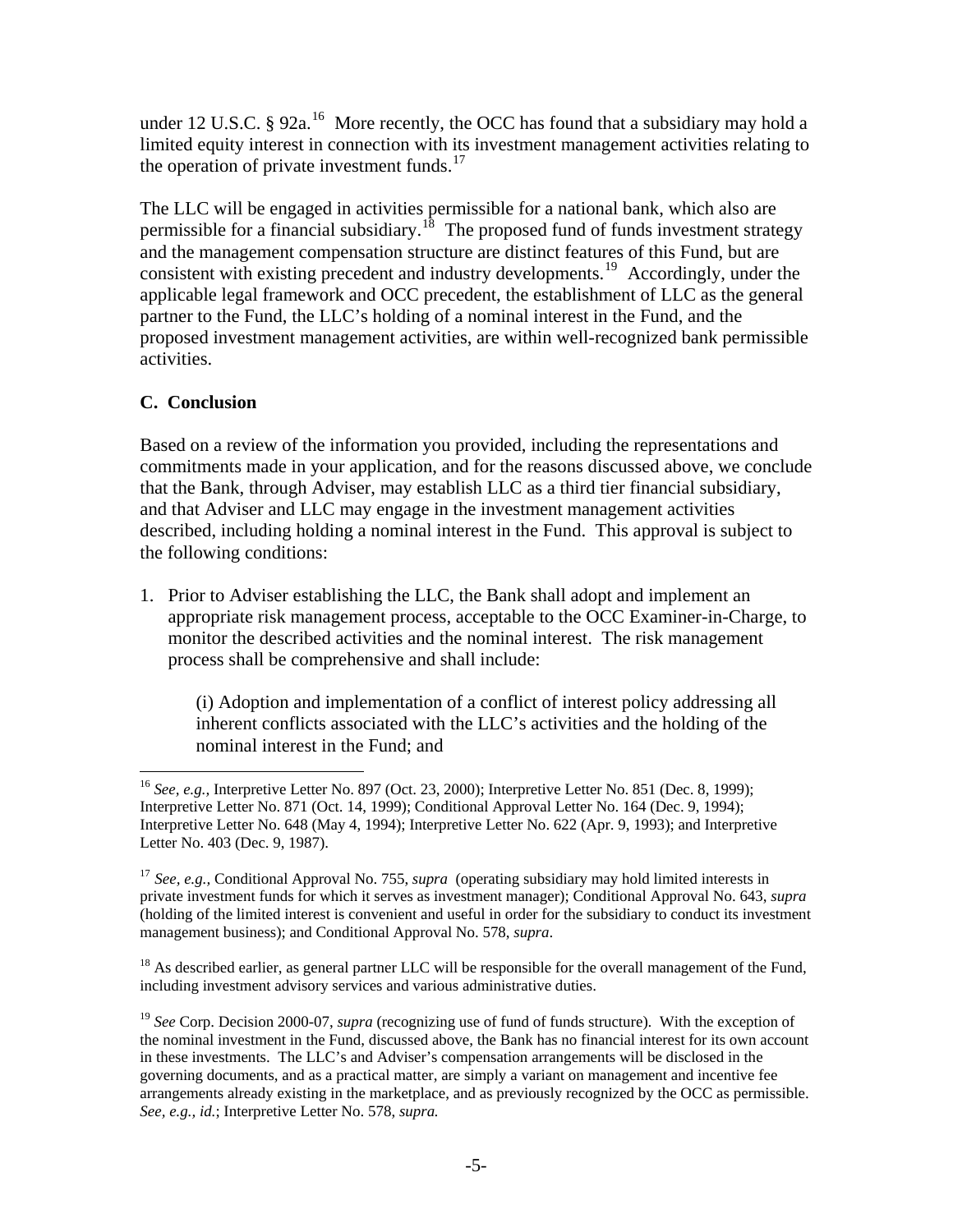under 12 U.S.C. § 92a.[16] More recently, the OCC has found that a subsidiary may hold a limited equity interest in connection with its investment management activities relating to the operation of private investment funds.[17]

The LLC will be engaged in activities permissible for a national bank, which also are permissible for a financial subsidiary.[18] The proposed fund of funds investment strategy and the management compensation structure are distinct features of this Fund, but are consistent with existing precedent and industry developments.[19] Accordingly, under the applicable legal framework and OCC precedent, the establishment of LLC as the general partner to the Fund, the LLC's holding of a nominal interest in the Fund, and the proposed investment management activities, are within well-recognized bank permissible activities.

### C. Conclusion

Based on a review of the information you provided, including the representations and commitments made in your application, and for the reasons discussed above, we conclude that the Bank, through Adviser, may establish LLC as a third tier financial subsidiary, and that Adviser and LLC may engage in the investment management activities described, including holding a nominal interest in the Fund. This approval is subject to the following conditions:

1. Prior to Adviser establishing the LLC, the Bank shall adopt and implement an appropriate risk management process, acceptable to the OCC Examiner-in-Charge, to monitor the described activities and the nominal interest. The risk management process shall be comprehensive and shall include:

   (i) Adoption and implementation of a conflict of interest policy addressing all inherent conflicts associated with the LLC's activities and the holding of the nominal interest in the Fund; and

---

[16] *See, e.g.,* Interpretive Letter No. 897 (Oct. 23, 2000); Interpretive Letter No. 851 (Dec. 8, 1999); Interpretive Letter No. 871 (Oct. 14, 1999); Conditional Approval Letter No. 164 (Dec. 9, 1994); Interpretive Letter No. 648 (May 4, 1994); Interpretive Letter No. 622 (Apr. 9, 1993); and Interpretive Letter No. 403 (Dec. 9, 1987).

[17] *See, e.g.,* Conditional Approval No. 755, *supra* (operating subsidiary may hold limited interests in private investment funds for which it serves as investment manager); Conditional Approval No. 643, *supra* (holding of the limited interest is convenient and useful in order for the subsidiary to conduct its investment management business); and Conditional Approval No. 578, *supra*.

[18] As described earlier, as general partner LLC will be responsible for the overall management of the Fund, including investment advisory services and various administrative duties.

[19] *See* Corp. Decision 2000-07, *supra* (recognizing use of fund of funds structure). With the exception of the nominal investment in the Fund, discussed above, the Bank has no financial interest for its own account in these investments. The LLC's and Adviser's compensation arrangements will be disclosed in the governing documents, and as a practical matter, are simply a variant on management and incentive fee arrangements already existing in the marketplace, and as previously recognized by the OCC as permissible. *See, e.g., id.*; Interpretive Letter No. 578, *supra.*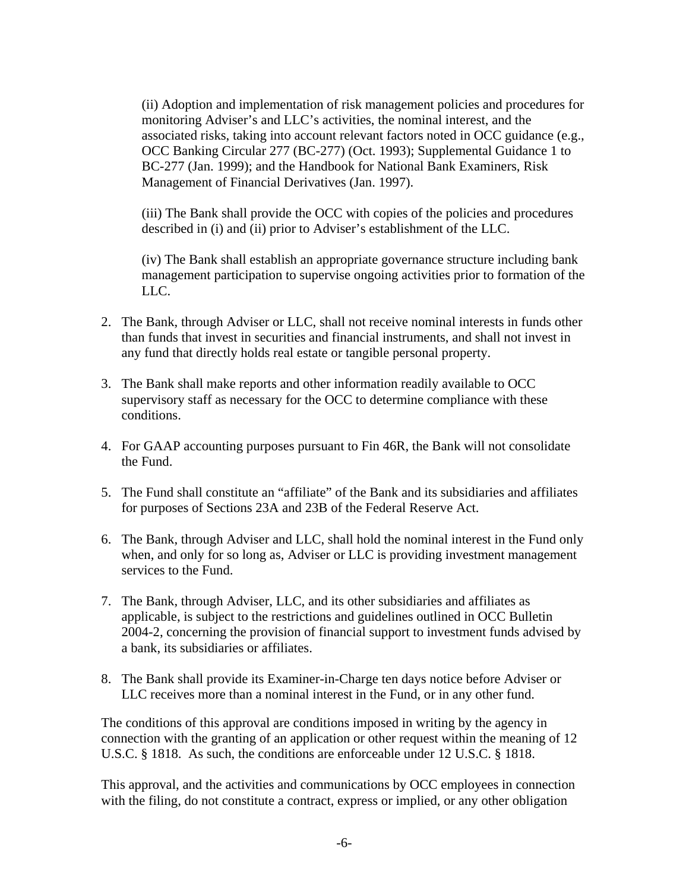(ii) Adoption and implementation of risk management policies and procedures for monitoring Adviser's and LLC's activities, the nominal interest, and the associated risks, taking into account relevant factors noted in OCC guidance (e.g., OCC Banking Circular 277 (BC-277) (Oct. 1993); Supplemental Guidance 1 to BC-277 (Jan. 1999); and the Handbook for National Bank Examiners, Risk Management of Financial Derivatives (Jan. 1997).

(iii) The Bank shall provide the OCC with copies of the policies and procedures described in (i) and (ii) prior to Adviser's establishment of the LLC.

(iv) The Bank shall establish an appropriate governance structure including bank management participation to supervise ongoing activities prior to formation of the LLC.

2. The Bank, through Adviser or LLC, shall not receive nominal interests in funds other than funds that invest in securities and financial instruments, and shall not invest in any fund that directly holds real estate or tangible personal property.

3. The Bank shall make reports and other information readily available to OCC supervisory staff as necessary for the OCC to determine compliance with these conditions.

4. For GAAP accounting purposes pursuant to Fin 46R, the Bank will not consolidate the Fund.

5. The Fund shall constitute an "affiliate" of the Bank and its subsidiaries and affiliates for purposes of Sections 23A and 23B of the Federal Reserve Act.

6. The Bank, through Adviser and LLC, shall hold the nominal interest in the Fund only when, and only for so long as, Adviser or LLC is providing investment management services to the Fund.

7. The Bank, through Adviser, LLC, and its other subsidiaries and affiliates as applicable, is subject to the restrictions and guidelines outlined in OCC Bulletin 2004-2, concerning the provision of financial support to investment funds advised by a bank, its subsidiaries or affiliates.

8. The Bank shall provide its Examiner-in-Charge ten days notice before Adviser or LLC receives more than a nominal interest in the Fund, or in any other fund.

The conditions of this approval are conditions imposed in writing by the agency in connection with the granting of an application or other request within the meaning of 12 U.S.C. § 1818. As such, the conditions are enforceable under 12 U.S.C. § 1818.

This approval, and the activities and communications by OCC employees in connection with the filing, do not constitute a contract, express or implied, or any other obligation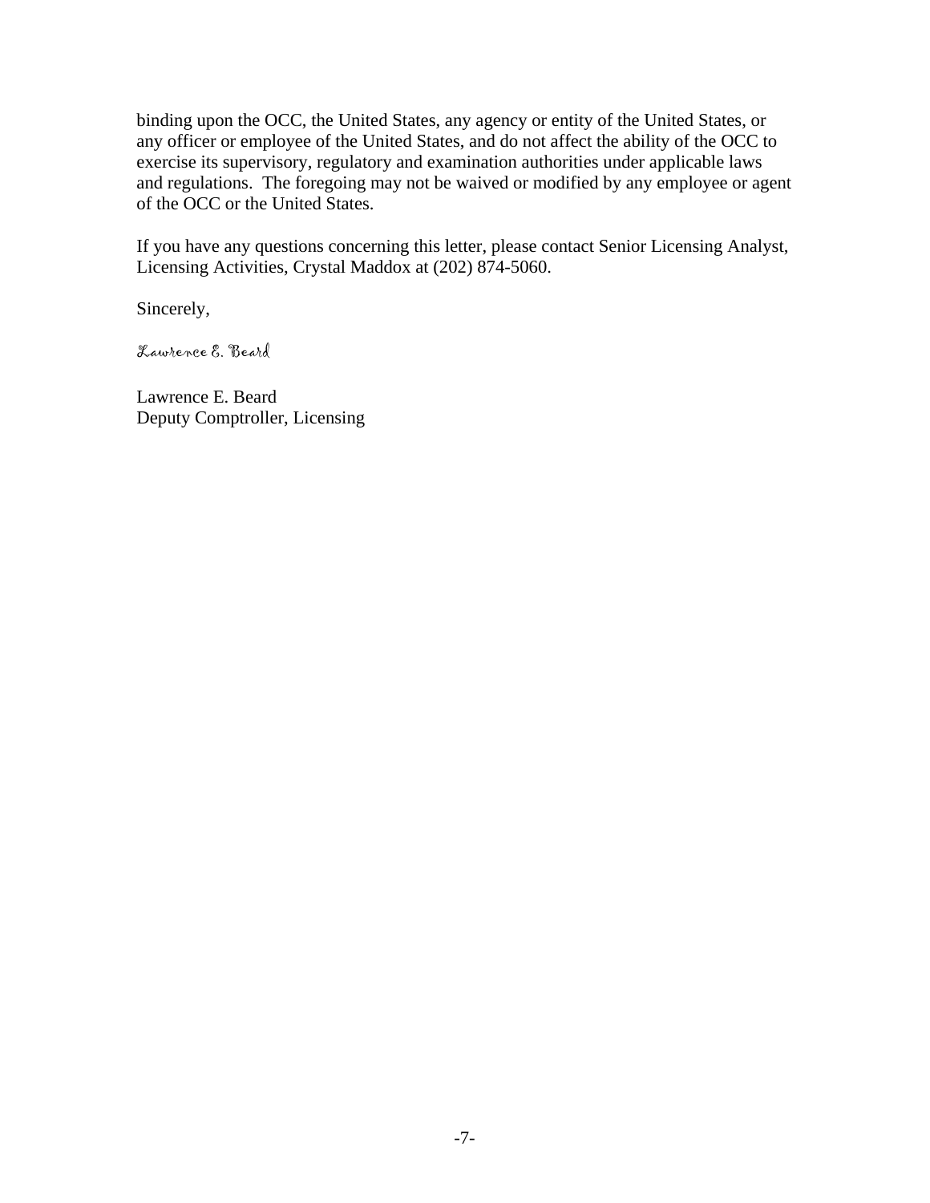binding upon the OCC, the United States, any agency or entity of the United States, or any officer or employee of the United States, and do not affect the ability of the OCC to exercise its supervisory, regulatory and examination authorities under applicable laws and regulations. The foregoing may not be waived or modified by any employee or agent of the OCC or the United States.

If you have any questions concerning this letter, please contact Senior Licensing Analyst, Licensing Activities, Crystal Maddox at (202) 874-5060.

Sincerely,

*Lawrence E. Beard*

Lawrence E. Beard
Deputy Comptroller, Licensing